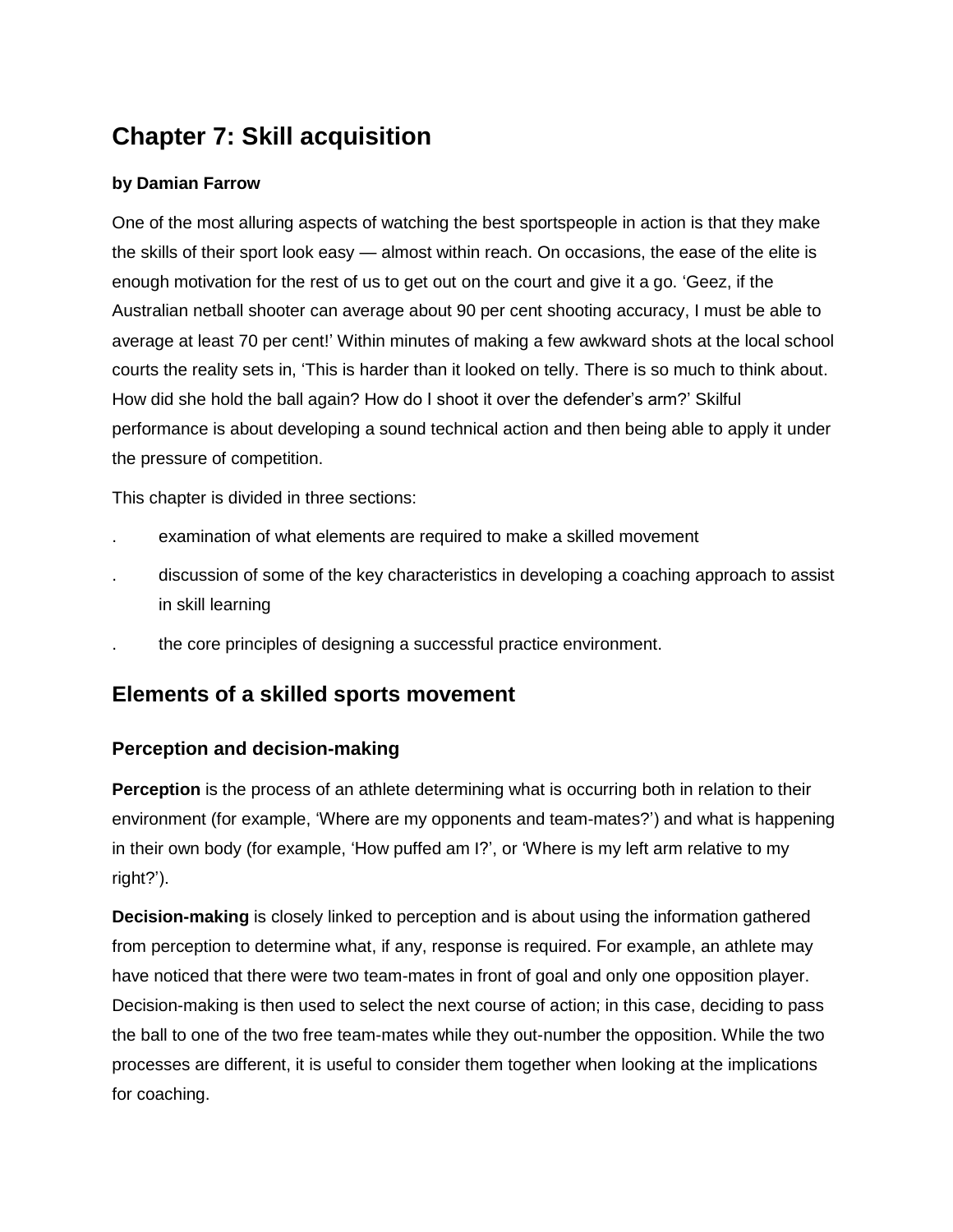# Chapter 7: Skill acquisition

**by Damian Farrow**

One of the most alluring aspects of watching the best sportspeople in action is that they make the skills of their sport look easy — almost within reach. On occasions, the ease of the elite is enough motivation for the rest of us to get out on the court and give it a go. 'Geez, if the Australian netball shooter can average about 90 per cent shooting accuracy, I must be able to average at least 70 per cent!' Within minutes of making a few awkward shots at the local school courts the reality sets in, 'This is harder than it looked on telly. There is so much to think about. How did she hold the ball again? How do I shoot it over the defender's arm?' Skilful performance is about developing a sound technical action and then being able to apply it under the pressure of competition.

This chapter is divided in three sections:

- examination of what elements are required to make a skilled movement
- discussion of some of the key characteristics in developing a coaching approach to assist in skill learning
- the core principles of designing a successful practice environment.

## Elements of a skilled sports movement

### Perception and decision-making

**Perception** is the process of an athlete determining what is occurring both in relation to their environment (for example, 'Where are my opponents and team-mates?') and what is happening in their own body (for example, 'How puffed am I?', or 'Where is my left arm relative to my right?').

**Decision-making** is closely linked to perception and is about using the information gathered from perception to determine what, if any, response is required. For example, an athlete may have noticed that there were two team-mates in front of goal and only one opposition player. Decision-making is then used to select the next course of action; in this case, deciding to pass the ball to one of the two free team-mates while they out-number the opposition. While the two processes are different, it is useful to consider them together when looking at the implications for coaching.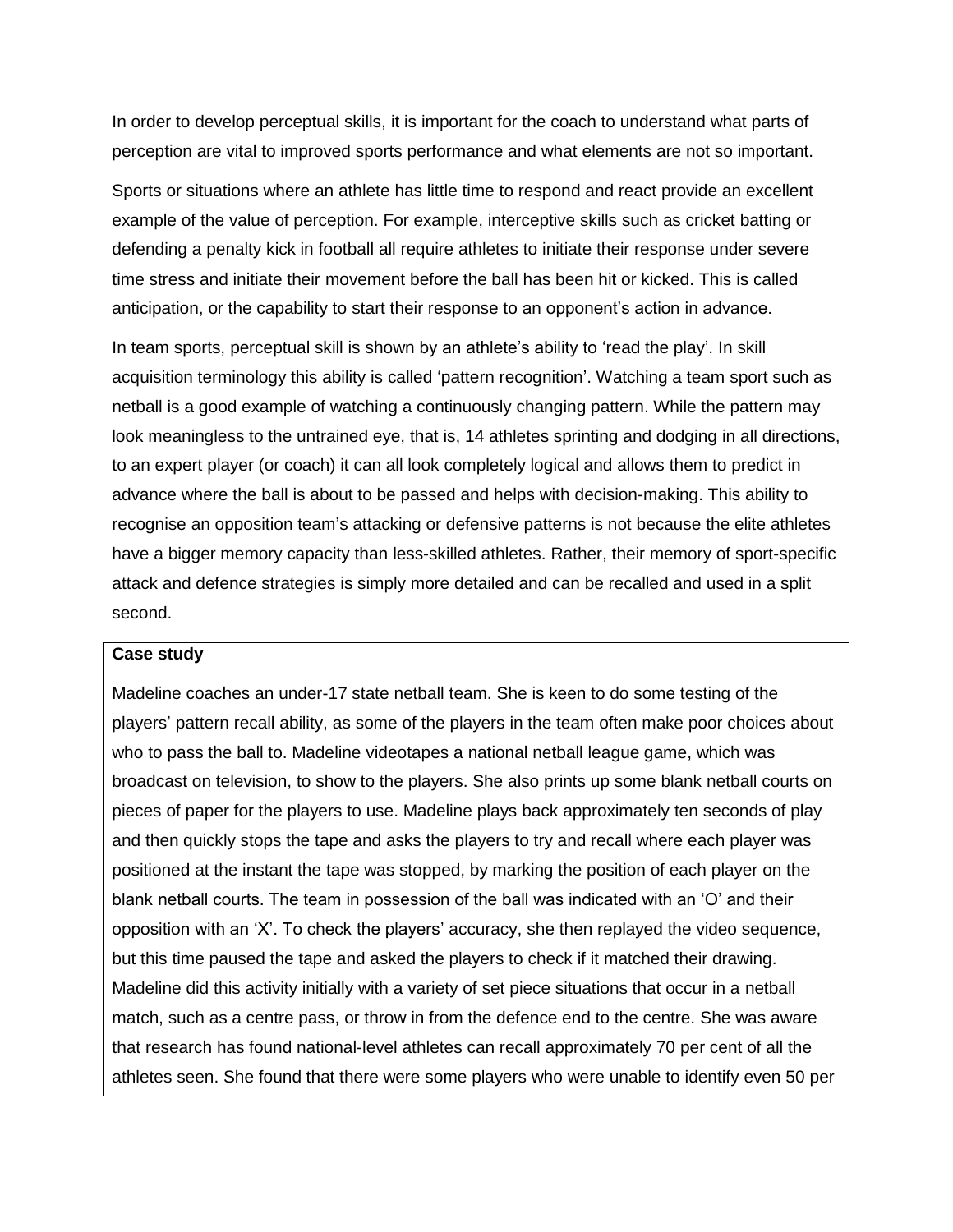In order to develop perceptual skills, it is important for the coach to understand what parts of perception are vital to improved sports performance and what elements are not so important.

Sports or situations where an athlete has little time to respond and react provide an excellent example of the value of perception. For example, interceptive skills such as cricket batting or defending a penalty kick in football all require athletes to initiate their response under severe time stress and initiate their movement before the ball has been hit or kicked. This is called anticipation, or the capability to start their response to an opponent's action in advance.

In team sports, perceptual skill is shown by an athlete's ability to 'read the play'. In skill acquisition terminology this ability is called 'pattern recognition'. Watching a team sport such as netball is a good example of watching a continuously changing pattern. While the pattern may look meaningless to the untrained eye, that is, 14 athletes sprinting and dodging in all directions, to an expert player (or coach) it can all look completely logical and allows them to predict in advance where the ball is about to be passed and helps with decision-making. This ability to recognise an opposition team's attacking or defensive patterns is not because the elite athletes have a bigger memory capacity than less-skilled athletes. Rather, their memory of sport-specific attack and defence strategies is simply more detailed and can be recalled and used in a split second.

**Case study**

Madeline coaches an under-17 state netball team. She is keen to do some testing of the players' pattern recall ability, as some of the players in the team often make poor choices about who to pass the ball to. Madeline videotapes a national netball league game, which was broadcast on television, to show to the players. She also prints up some blank netball courts on pieces of paper for the players to use. Madeline plays back approximately ten seconds of play and then quickly stops the tape and asks the players to try and recall where each player was positioned at the instant the tape was stopped, by marking the position of each player on the blank netball courts. The team in possession of the ball was indicated with an 'O' and their opposition with an 'X'. To check the players' accuracy, she then replayed the video sequence, but this time paused the tape and asked the players to check if it matched their drawing. Madeline did this activity initially with a variety of set piece situations that occur in a netball match, such as a centre pass, or throw in from the defence end to the centre. She was aware that research has found national-level athletes can recall approximately 70 per cent of all the athletes seen. She found that there were some players who were unable to identify even 50 per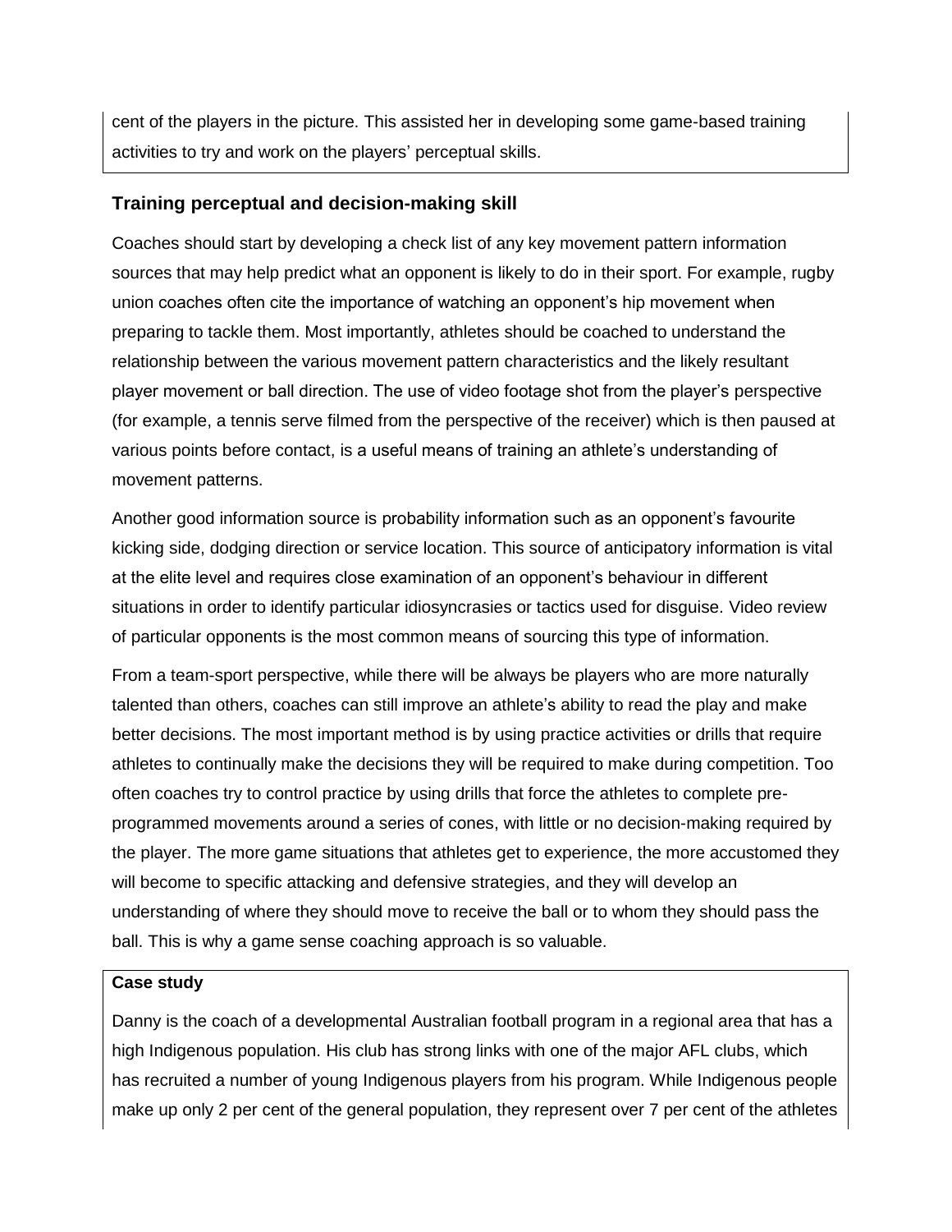cent of the players in the picture. This assisted her in developing some game-based training activities to try and work on the players' perceptual skills.

### Training perceptual and decision-making skill

Coaches should start by developing a check list of any key movement pattern information sources that may help predict what an opponent is likely to do in their sport. For example, rugby union coaches often cite the importance of watching an opponent's hip movement when preparing to tackle them. Most importantly, athletes should be coached to understand the relationship between the various movement pattern characteristics and the likely resultant player movement or ball direction. The use of video footage shot from the player's perspective (for example, a tennis serve filmed from the perspective of the receiver) which is then paused at various points before contact, is a useful means of training an athlete's understanding of movement patterns.

Another good information source is probability information such as an opponent's favourite kicking side, dodging direction or service location. This source of anticipatory information is vital at the elite level and requires close examination of an opponent's behaviour in different situations in order to identify particular idiosyncrasies or tactics used for disguise. Video review of particular opponents is the most common means of sourcing this type of information.

From a team-sport perspective, while there will be always be players who are more naturally talented than others, coaches can still improve an athlete's ability to read the play and make better decisions. The most important method is by using practice activities or drills that require athletes to continually make the decisions they will be required to make during competition. Too often coaches try to control practice by using drills that force the athletes to complete pre-programmed movements around a series of cones, with little or no decision-making required by the player. The more game situations that athletes get to experience, the more accustomed they will become to specific attacking and defensive strategies, and they will develop an understanding of where they should move to receive the ball or to whom they should pass the ball. This is why a game sense coaching approach is so valuable.

**Case study**

Danny is the coach of a developmental Australian football program in a regional area that has a high Indigenous population. His club has strong links with one of the major AFL clubs, which has recruited a number of young Indigenous players from his program. While Indigenous people make up only 2 per cent of the general population, they represent over 7 per cent of the athletes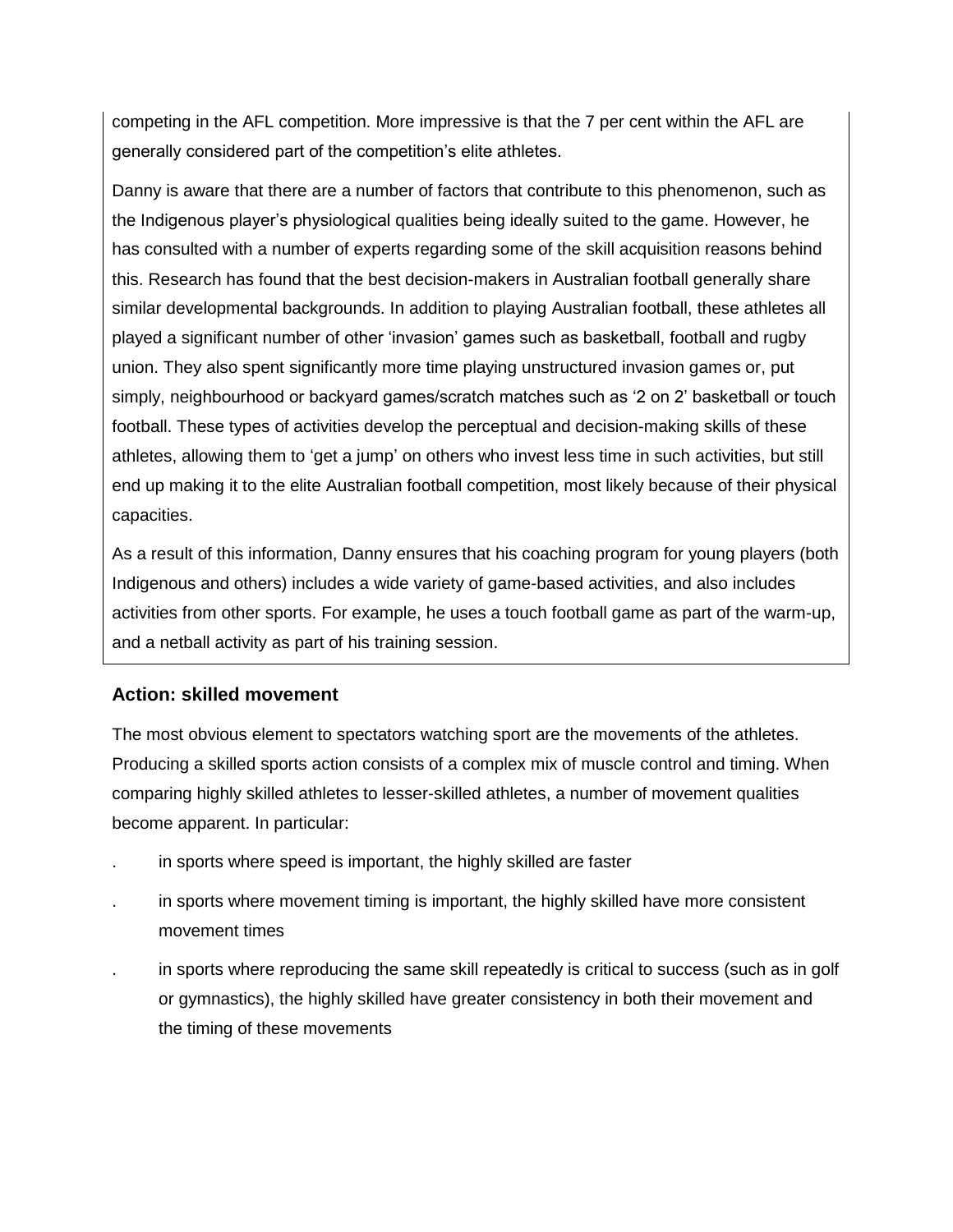competing in the AFL competition. More impressive is that the 7 per cent within the AFL are generally considered part of the competition's elite athletes.

Danny is aware that there are a number of factors that contribute to this phenomenon, such as the Indigenous player's physiological qualities being ideally suited to the game. However, he has consulted with a number of experts regarding some of the skill acquisition reasons behind this. Research has found that the best decision-makers in Australian football generally share similar developmental backgrounds. In addition to playing Australian football, these athletes all played a significant number of other 'invasion' games such as basketball, football and rugby union. They also spent significantly more time playing unstructured invasion games or, put simply, neighbourhood or backyard games/scratch matches such as '2 on 2' basketball or touch football. These types of activities develop the perceptual and decision-making skills of these athletes, allowing them to 'get a jump' on others who invest less time in such activities, but still end up making it to the elite Australian football competition, most likely because of their physical capacities.

As a result of this information, Danny ensures that his coaching program for young players (both Indigenous and others) includes a wide variety of game-based activities, and also includes activities from other sports. For example, he uses a touch football game as part of the warm-up, and a netball activity as part of his training session.

### Action: skilled movement

The most obvious element to spectators watching sport are the movements of the athletes. Producing a skilled sports action consists of a complex mix of muscle control and timing. When comparing highly skilled athletes to lesser-skilled athletes, a number of movement qualities become apparent. In particular:

- in sports where speed is important, the highly skilled are faster
- in sports where movement timing is important, the highly skilled have more consistent movement times
- in sports where reproducing the same skill repeatedly is critical to success (such as in golf or gymnastics), the highly skilled have greater consistency in both their movement and the timing of these movements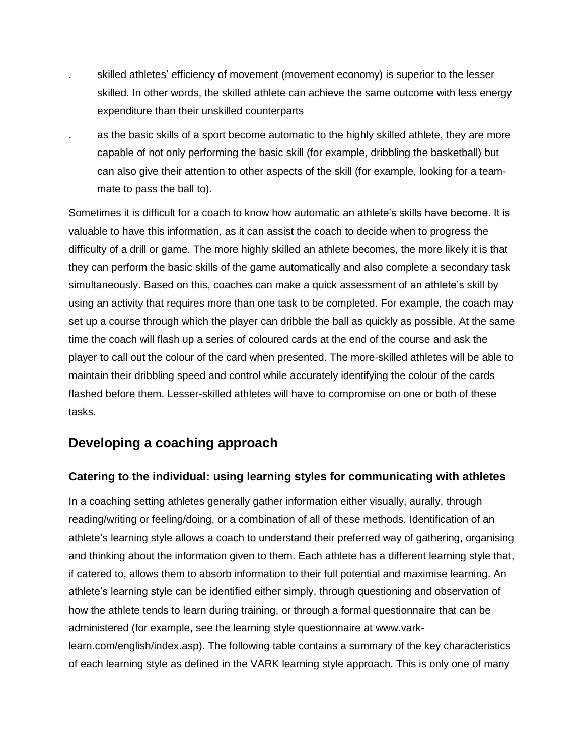- skilled athletes' efficiency of movement (movement economy) is superior to the lesser skilled. In other words, the skilled athlete can achieve the same outcome with less energy expenditure than their unskilled counterparts
- as the basic skills of a sport become automatic to the highly skilled athlete, they are more capable of not only performing the basic skill (for example, dribbling the basketball) but can also give their attention to other aspects of the skill (for example, looking for a team-mate to pass the ball to).

Sometimes it is difficult for a coach to know how automatic an athlete's skills have become. It is valuable to have this information, as it can assist the coach to decide when to progress the difficulty of a drill or game. The more highly skilled an athlete becomes, the more likely it is that they can perform the basic skills of the game automatically and also complete a secondary task simultaneously. Based on this, coaches can make a quick assessment of an athlete's skill by using an activity that requires more than one task to be completed. For example, the coach may set up a course through which the player can dribble the ball as quickly as possible. At the same time the coach will flash up a series of coloured cards at the end of the course and ask the player to call out the colour of the card when presented. The more-skilled athletes will be able to maintain their dribbling speed and control while accurately identifying the colour of the cards flashed before them. Lesser-skilled athletes will have to compromise on one or both of these tasks.

## Developing a coaching approach

### Catering to the individual: using learning styles for communicating with athletes

In a coaching setting athletes generally gather information either visually, aurally, through reading/writing or feeling/doing, or a combination of all of these methods. Identification of an athlete's learning style allows a coach to understand their preferred way of gathering, organising and thinking about the information given to them. Each athlete has a different learning style that, if catered to, allows them to absorb information to their full potential and maximise learning. An athlete's learning style can be identified either simply, through questioning and observation of how the athlete tends to learn during training, or through a formal questionnaire that can be administered (for example, see the learning style questionnaire at www.vark-learn.com/english/index.asp). The following table contains a summary of the key characteristics of each learning style as defined in the VARK learning style approach. This is only one of many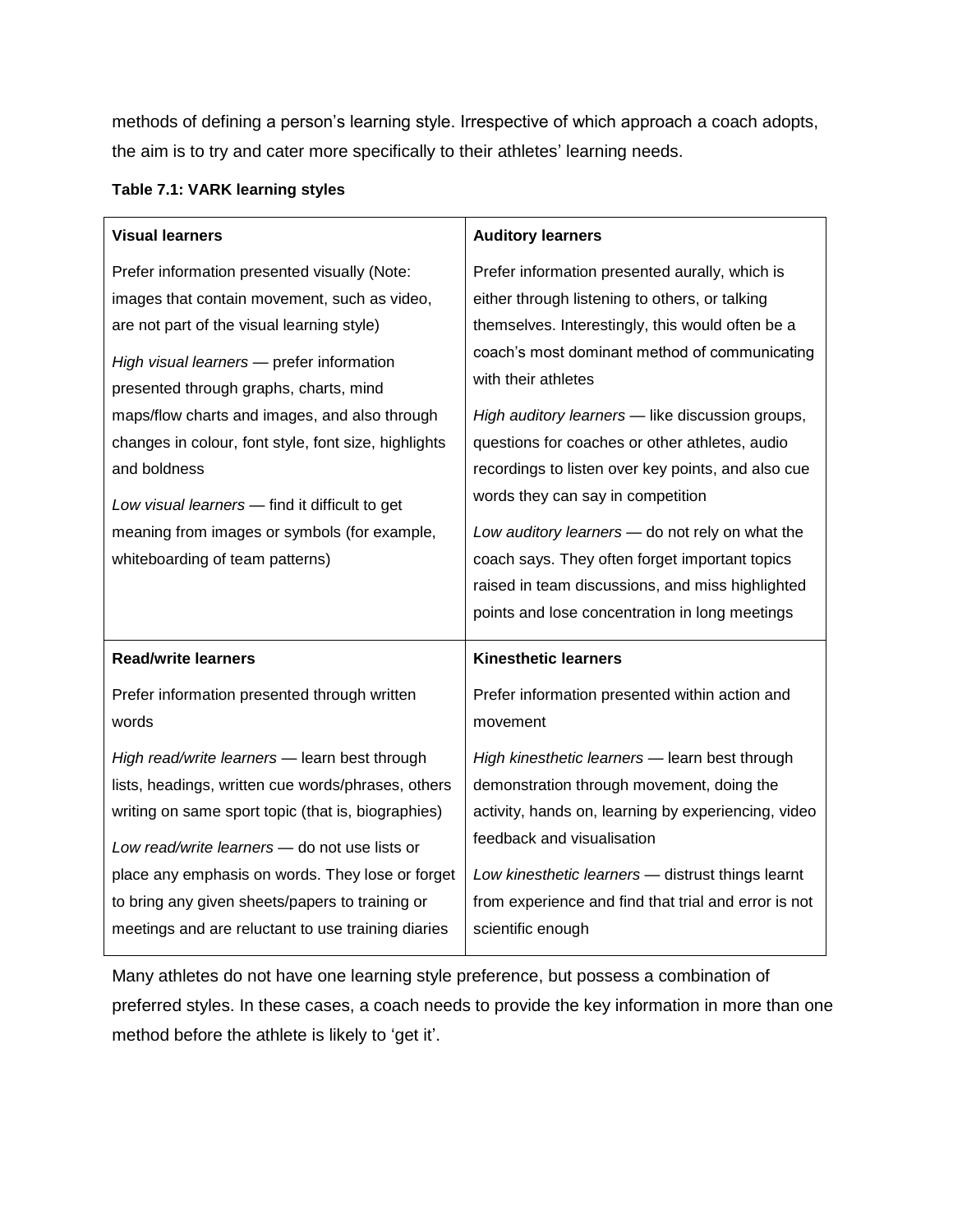methods of defining a person's learning style. Irrespective of which approach a coach adopts, the aim is to try and cater more specifically to their athletes' learning needs.

**Table 7.1: VARK learning styles**

| **Visual learners** | **Auditory learners** |
| --- | --- |
| Prefer information presented visually (Note: images that contain movement, such as video, are not part of the visual learning style)<br><br>*High visual learners* — prefer information presented through graphs, charts, mind maps/flow charts and images, and also through changes in colour, font style, font size, highlights and boldness<br><br>*Low visual learners* — find it difficult to get meaning from images or symbols (for example, whiteboarding of team patterns) | Prefer information presented aurally, which is either through listening to others, or talking themselves. Interestingly, this would often be a coach's most dominant method of communicating with their athletes<br><br>*High auditory learners* — like discussion groups, questions for coaches or other athletes, audio recordings to listen over key points, and also cue words they can say in competition<br><br>*Low auditory learners* — do not rely on what the coach says. They often forget important topics raised in team discussions, and miss highlighted points and lose concentration in long meetings |
| **Read/write learners** | **Kinesthetic learners** |
| Prefer information presented through written words<br><br>*High read/write learners* — learn best through lists, headings, written cue words/phrases, others writing on same sport topic (that is, biographies)<br><br>*Low read/write learners* — do not use lists or place any emphasis on words. They lose or forget to bring any given sheets/papers to training or meetings and are reluctant to use training diaries | Prefer information presented within action and movement<br><br>*High kinesthetic learners* — learn best through demonstration through movement, doing the activity, hands on, learning by experiencing, video feedback and visualisation<br><br>*Low kinesthetic learners* — distrust things learnt from experience and find that trial and error is not scientific enough |

Many athletes do not have one learning style preference, but possess a combination of preferred styles. In these cases, a coach needs to provide the key information in more than one method before the athlete is likely to 'get it'.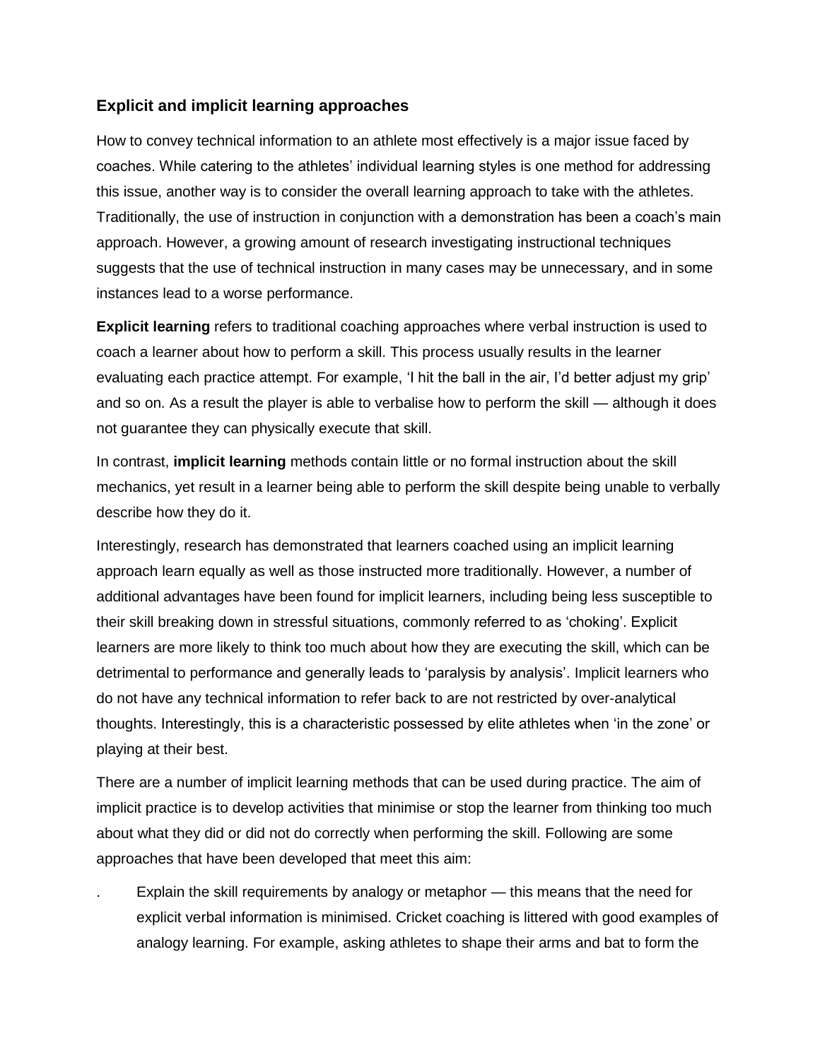### Explicit and implicit learning approaches

How to convey technical information to an athlete most effectively is a major issue faced by coaches. While catering to the athletes' individual learning styles is one method for addressing this issue, another way is to consider the overall learning approach to take with the athletes. Traditionally, the use of instruction in conjunction with a demonstration has been a coach's main approach. However, a growing amount of research investigating instructional techniques suggests that the use of technical instruction in many cases may be unnecessary, and in some instances lead to a worse performance.

**Explicit learning** refers to traditional coaching approaches where verbal instruction is used to coach a learner about how to perform a skill. This process usually results in the learner evaluating each practice attempt. For example, 'I hit the ball in the air, I'd better adjust my grip' and so on. As a result the player is able to verbalise how to perform the skill — although it does not guarantee they can physically execute that skill.

In contrast, **implicit learning** methods contain little or no formal instruction about the skill mechanics, yet result in a learner being able to perform the skill despite being unable to verbally describe how they do it.

Interestingly, research has demonstrated that learners coached using an implicit learning approach learn equally as well as those instructed more traditionally. However, a number of additional advantages have been found for implicit learners, including being less susceptible to their skill breaking down in stressful situations, commonly referred to as 'choking'. Explicit learners are more likely to think too much about how they are executing the skill, which can be detrimental to performance and generally leads to 'paralysis by analysis'. Implicit learners who do not have any technical information to refer back to are not restricted by over-analytical thoughts. Interestingly, this is a characteristic possessed by elite athletes when 'in the zone' or playing at their best.

There are a number of implicit learning methods that can be used during practice. The aim of implicit practice is to develop activities that minimise or stop the learner from thinking too much about what they did or did not do correctly when performing the skill. Following are some approaches that have been developed that meet this aim:

- Explain the skill requirements by analogy or metaphor — this means that the need for explicit verbal information is minimised. Cricket coaching is littered with good examples of analogy learning. For example, asking athletes to shape their arms and bat to form the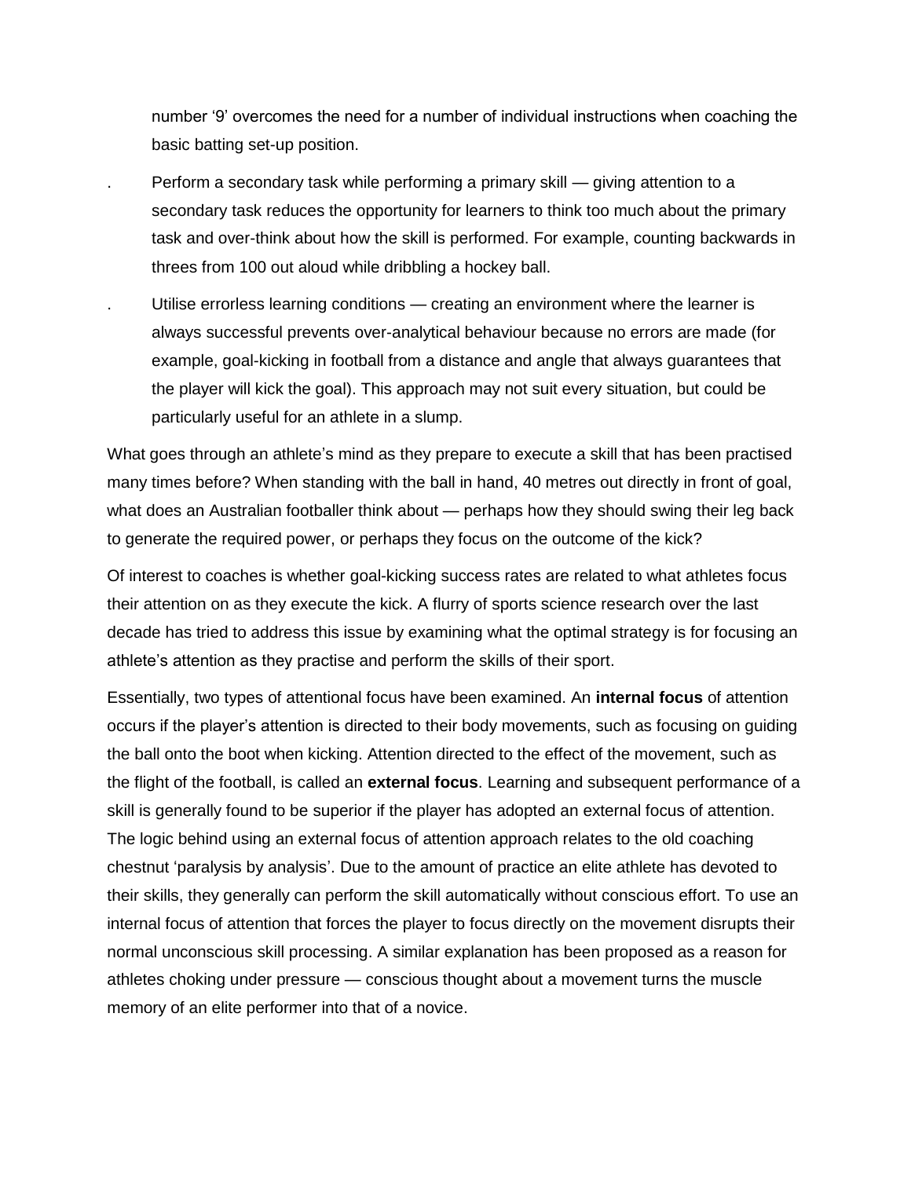number ‘9’ overcomes the need for a number of individual instructions when coaching the basic batting set-up position.

- Perform a secondary task while performing a primary skill — giving attention to a secondary task reduces the opportunity for learners to think too much about the primary task and over-think about how the skill is performed. For example, counting backwards in threes from 100 out aloud while dribbling a hockey ball.
- Utilise errorless learning conditions — creating an environment where the learner is always successful prevents over-analytical behaviour because no errors are made (for example, goal-kicking in football from a distance and angle that always guarantees that the player will kick the goal). This approach may not suit every situation, but could be particularly useful for an athlete in a slump.

What goes through an athlete’s mind as they prepare to execute a skill that has been practised many times before? When standing with the ball in hand, 40 metres out directly in front of goal, what does an Australian footballer think about — perhaps how they should swing their leg back to generate the required power, or perhaps they focus on the outcome of the kick?

Of interest to coaches is whether goal-kicking success rates are related to what athletes focus their attention on as they execute the kick. A flurry of sports science research over the last decade has tried to address this issue by examining what the optimal strategy is for focusing an athlete’s attention as they practise and perform the skills of their sport.

Essentially, two types of attentional focus have been examined. An **internal focus** of attention occurs if the player’s attention is directed to their body movements, such as focusing on guiding the ball onto the boot when kicking. Attention directed to the effect of the movement, such as the flight of the football, is called an **external focus**. Learning and subsequent performance of a skill is generally found to be superior if the player has adopted an external focus of attention. The logic behind using an external focus of attention approach relates to the old coaching chestnut ‘paralysis by analysis’. Due to the amount of practice an elite athlete has devoted to their skills, they generally can perform the skill automatically without conscious effort. To use an internal focus of attention that forces the player to focus directly on the movement disrupts their normal unconscious skill processing. A similar explanation has been proposed as a reason for athletes choking under pressure — conscious thought about a movement turns the muscle memory of an elite performer into that of a novice.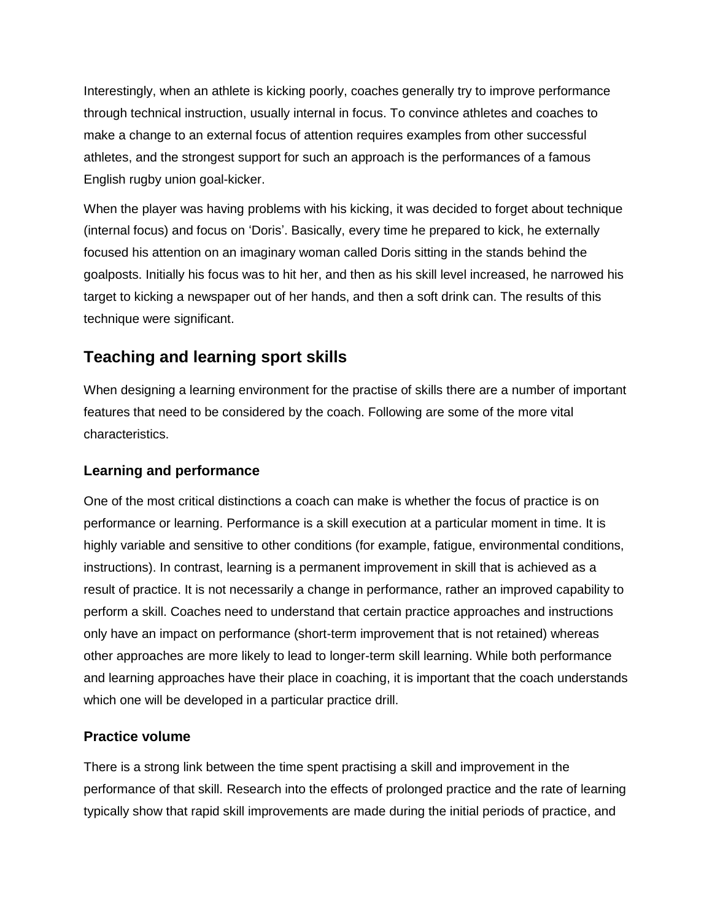Interestingly, when an athlete is kicking poorly, coaches generally try to improve performance through technical instruction, usually internal in focus. To convince athletes and coaches to make a change to an external focus of attention requires examples from other successful athletes, and the strongest support for such an approach is the performances of a famous English rugby union goal-kicker.

When the player was having problems with his kicking, it was decided to forget about technique (internal focus) and focus on 'Doris'. Basically, every time he prepared to kick, he externally focused his attention on an imaginary woman called Doris sitting in the stands behind the goalposts. Initially his focus was to hit her, and then as his skill level increased, he narrowed his target to kicking a newspaper out of her hands, and then a soft drink can. The results of this technique were significant.

## Teaching and learning sport skills

When designing a learning environment for the practise of skills there are a number of important features that need to be considered by the coach. Following are some of the more vital characteristics.

### Learning and performance

One of the most critical distinctions a coach can make is whether the focus of practice is on performance or learning. Performance is a skill execution at a particular moment in time. It is highly variable and sensitive to other conditions (for example, fatigue, environmental conditions, instructions). In contrast, learning is a permanent improvement in skill that is achieved as a result of practice. It is not necessarily a change in performance, rather an improved capability to perform a skill. Coaches need to understand that certain practice approaches and instructions only have an impact on performance (short-term improvement that is not retained) whereas other approaches are more likely to lead to longer-term skill learning. While both performance and learning approaches have their place in coaching, it is important that the coach understands which one will be developed in a particular practice drill.

### Practice volume

There is a strong link between the time spent practising a skill and improvement in the performance of that skill. Research into the effects of prolonged practice and the rate of learning typically show that rapid skill improvements are made during the initial periods of practice, and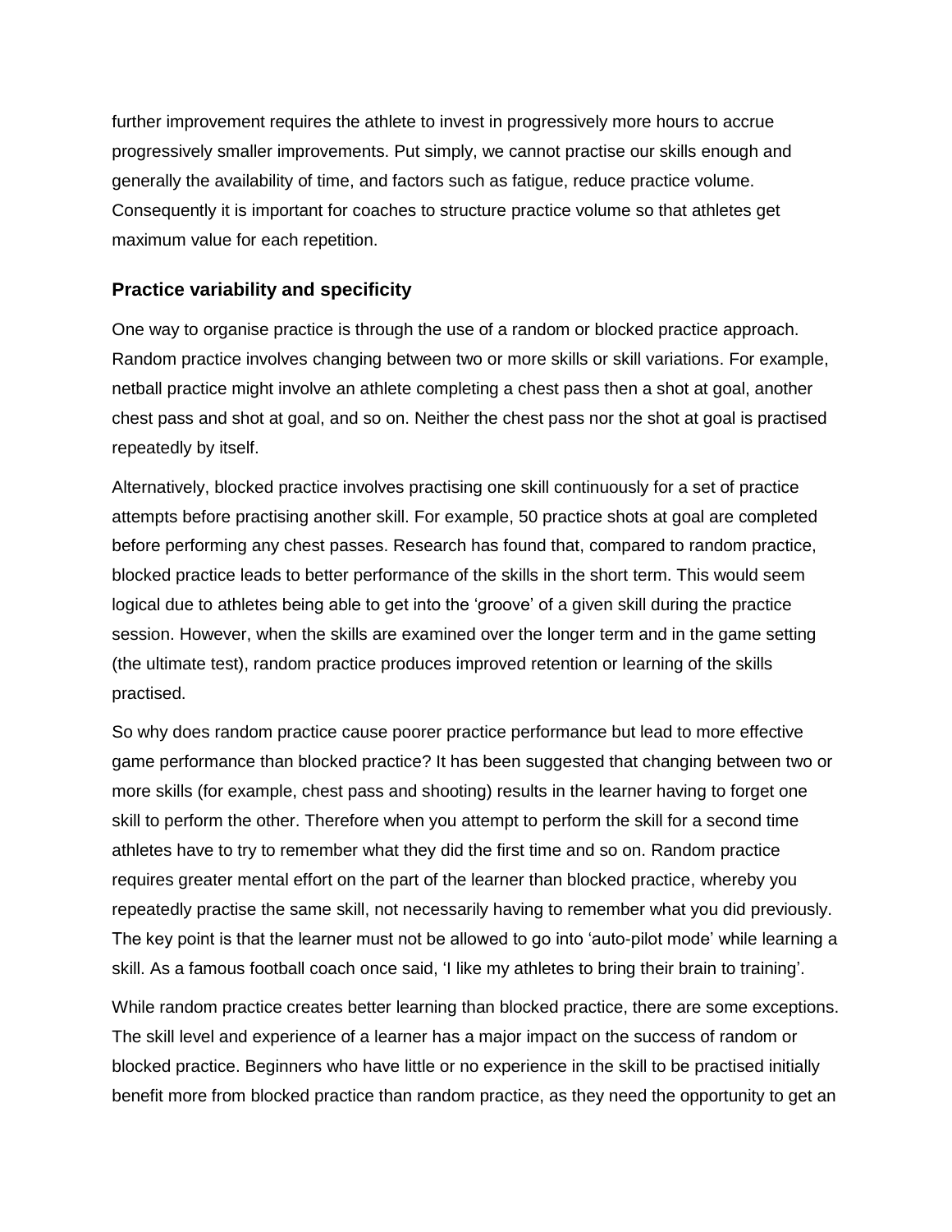further improvement requires the athlete to invest in progressively more hours to accrue progressively smaller improvements. Put simply, we cannot practise our skills enough and generally the availability of time, and factors such as fatigue, reduce practice volume. Consequently it is important for coaches to structure practice volume so that athletes get maximum value for each repetition.

### Practice variability and specificity

One way to organise practice is through the use of a random or blocked practice approach. Random practice involves changing between two or more skills or skill variations. For example, netball practice might involve an athlete completing a chest pass then a shot at goal, another chest pass and shot at goal, and so on. Neither the chest pass nor the shot at goal is practised repeatedly by itself.

Alternatively, blocked practice involves practising one skill continuously for a set of practice attempts before practising another skill. For example, 50 practice shots at goal are completed before performing any chest passes. Research has found that, compared to random practice, blocked practice leads to better performance of the skills in the short term. This would seem logical due to athletes being able to get into the 'groove' of a given skill during the practice session. However, when the skills are examined over the longer term and in the game setting (the ultimate test), random practice produces improved retention or learning of the skills practised.

So why does random practice cause poorer practice performance but lead to more effective game performance than blocked practice? It has been suggested that changing between two or more skills (for example, chest pass and shooting) results in the learner having to forget one skill to perform the other. Therefore when you attempt to perform the skill for a second time athletes have to try to remember what they did the first time and so on. Random practice requires greater mental effort on the part of the learner than blocked practice, whereby you repeatedly practise the same skill, not necessarily having to remember what you did previously. The key point is that the learner must not be allowed to go into 'auto-pilot mode' while learning a skill. As a famous football coach once said, 'I like my athletes to bring their brain to training'.

While random practice creates better learning than blocked practice, there are some exceptions. The skill level and experience of a learner has a major impact on the success of random or blocked practice. Beginners who have little or no experience in the skill to be practised initially benefit more from blocked practice than random practice, as they need the opportunity to get an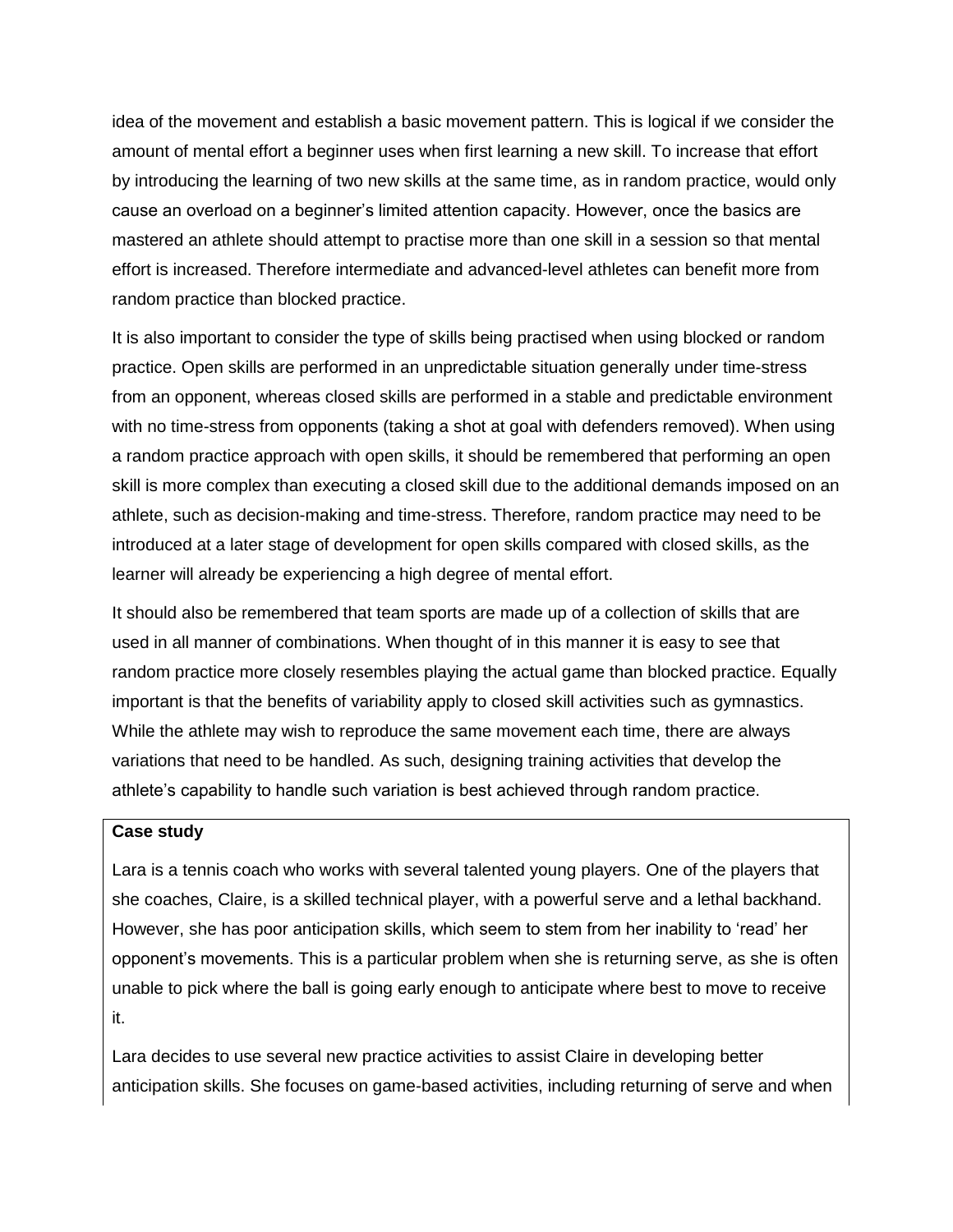idea of the movement and establish a basic movement pattern. This is logical if we consider the amount of mental effort a beginner uses when first learning a new skill. To increase that effort by introducing the learning of two new skills at the same time, as in random practice, would only cause an overload on a beginner's limited attention capacity. However, once the basics are mastered an athlete should attempt to practise more than one skill in a session so that mental effort is increased. Therefore intermediate and advanced-level athletes can benefit more from random practice than blocked practice.

It is also important to consider the type of skills being practised when using blocked or random practice. Open skills are performed in an unpredictable situation generally under time-stress from an opponent, whereas closed skills are performed in a stable and predictable environment with no time-stress from opponents (taking a shot at goal with defenders removed). When using a random practice approach with open skills, it should be remembered that performing an open skill is more complex than executing a closed skill due to the additional demands imposed on an athlete, such as decision-making and time-stress. Therefore, random practice may need to be introduced at a later stage of development for open skills compared with closed skills, as the learner will already be experiencing a high degree of mental effort.

It should also be remembered that team sports are made up of a collection of skills that are used in all manner of combinations. When thought of in this manner it is easy to see that random practice more closely resembles playing the actual game than blocked practice. Equally important is that the benefits of variability apply to closed skill activities such as gymnastics. While the athlete may wish to reproduce the same movement each time, there are always variations that need to be handled. As such, designing training activities that develop the athlete's capability to handle such variation is best achieved through random practice.

**Case study**

Lara is a tennis coach who works with several talented young players. One of the players that she coaches, Claire, is a skilled technical player, with a powerful serve and a lethal backhand. However, she has poor anticipation skills, which seem to stem from her inability to 'read' her opponent's movements. This is a particular problem when she is returning serve, as she is often unable to pick where the ball is going early enough to anticipate where best to move to receive it.

Lara decides to use several new practice activities to assist Claire in developing better anticipation skills. She focuses on game-based activities, including returning of serve and when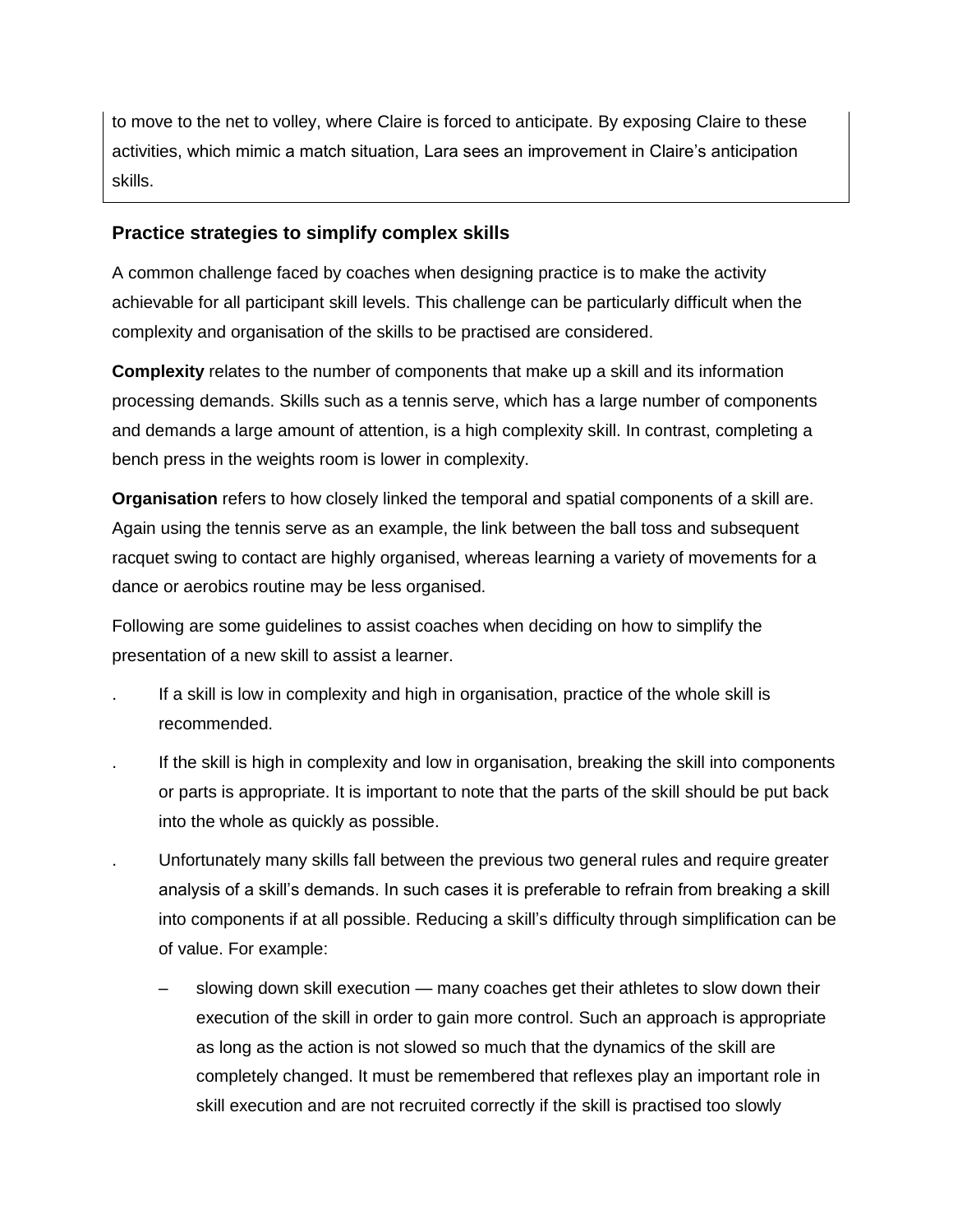to move to the net to volley, where Claire is forced to anticipate. By exposing Claire to these activities, which mimic a match situation, Lara sees an improvement in Claire's anticipation skills.

### Practice strategies to simplify complex skills

A common challenge faced by coaches when designing practice is to make the activity achievable for all participant skill levels. This challenge can be particularly difficult when the complexity and organisation of the skills to be practised are considered.

**Complexity** relates to the number of components that make up a skill and its information processing demands. Skills such as a tennis serve, which has a large number of components and demands a large amount of attention, is a high complexity skill. In contrast, completing a bench press in the weights room is lower in complexity.

**Organisation** refers to how closely linked the temporal and spatial components of a skill are. Again using the tennis serve as an example, the link between the ball toss and subsequent racquet swing to contact are highly organised, whereas learning a variety of movements for a dance or aerobics routine may be less organised.

Following are some guidelines to assist coaches when deciding on how to simplify the presentation of a new skill to assist a learner.

- If a skill is low in complexity and high in organisation, practice of the whole skill is recommended.
- If the skill is high in complexity and low in organisation, breaking the skill into components or parts is appropriate. It is important to note that the parts of the skill should be put back into the whole as quickly as possible.
- Unfortunately many skills fall between the previous two general rules and require greater analysis of a skill's demands. In such cases it is preferable to refrain from breaking a skill into components if at all possible. Reducing a skill's difficulty through simplification can be of value. For example:
  - slowing down skill execution — many coaches get their athletes to slow down their execution of the skill in order to gain more control. Such an approach is appropriate as long as the action is not slowed so much that the dynamics of the skill are completely changed. It must be remembered that reflexes play an important role in skill execution and are not recruited correctly if the skill is practised too slowly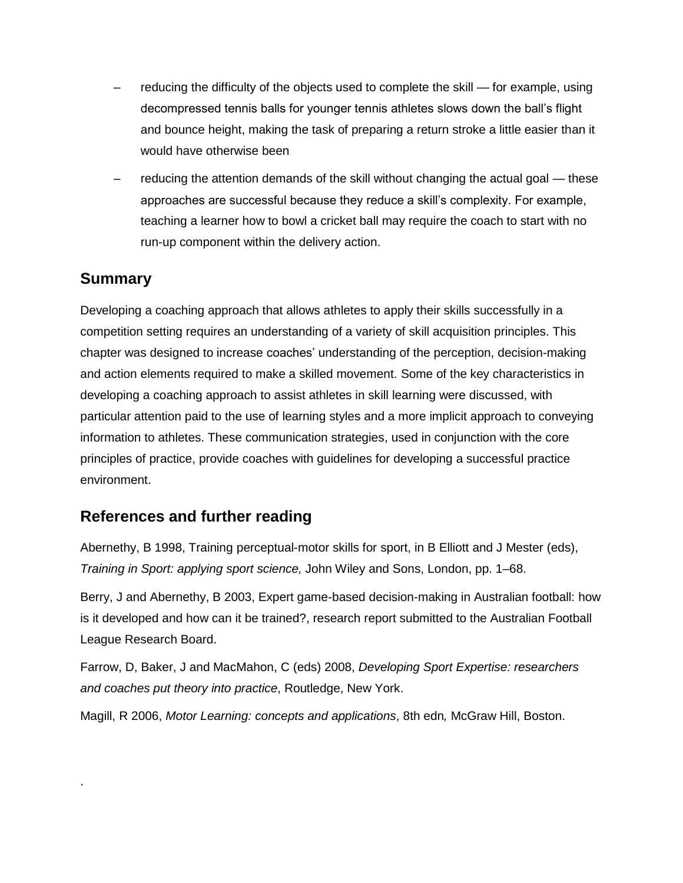- reducing the difficulty of the objects used to complete the skill — for example, using decompressed tennis balls for younger tennis athletes slows down the ball's flight and bounce height, making the task of preparing a return stroke a little easier than it would have otherwise been
- reducing the attention demands of the skill without changing the actual goal — these approaches are successful because they reduce a skill's complexity. For example, teaching a learner how to bowl a cricket ball may require the coach to start with no run-up component within the delivery action.

## Summary

Developing a coaching approach that allows athletes to apply their skills successfully in a competition setting requires an understanding of a variety of skill acquisition principles. This chapter was designed to increase coaches' understanding of the perception, decision-making and action elements required to make a skilled movement. Some of the key characteristics in developing a coaching approach to assist athletes in skill learning were discussed, with particular attention paid to the use of learning styles and a more implicit approach to conveying information to athletes. These communication strategies, used in conjunction with the core principles of practice, provide coaches with guidelines for developing a successful practice environment.

## References and further reading

Abernethy, B 1998, Training perceptual-motor skills for sport, in B Elliott and J Mester (eds), *Training in Sport: applying sport science,* John Wiley and Sons, London, pp. 1–68.

Berry, J and Abernethy, B 2003, Expert game-based decision-making in Australian football: how is it developed and how can it be trained?, research report submitted to the Australian Football League Research Board.

Farrow, D, Baker, J and MacMahon, C (eds) 2008, *Developing Sport Expertise: researchers and coaches put theory into practice*, Routledge, New York.

Magill, R 2006, *Motor Learning: concepts and applications*, 8th edn*,* McGraw Hill, Boston.